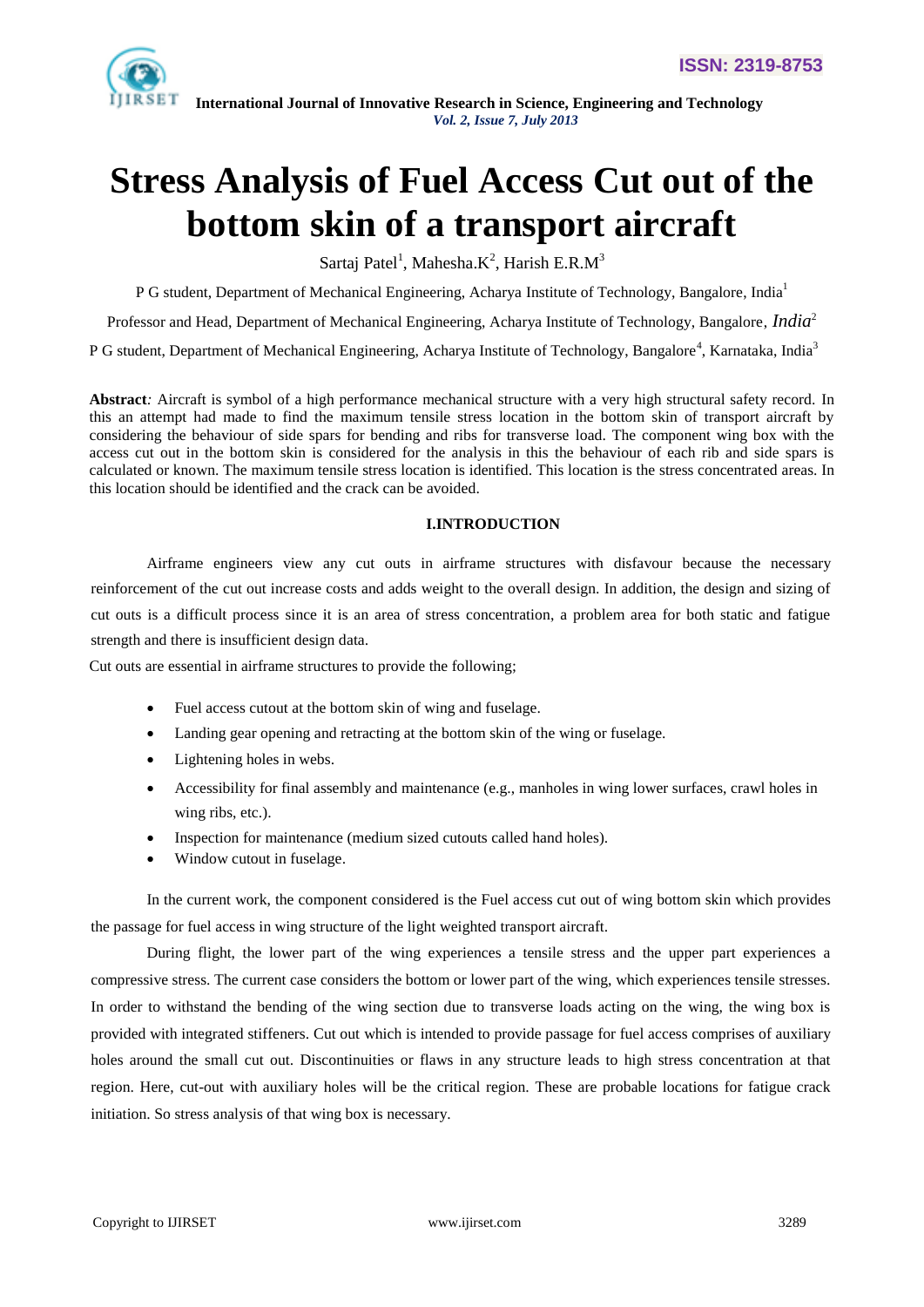# Stress Analysis of Fuel Access Cut out of the bottom skin of a transport aircraft

Sartaj Patel[1], Mahesha.K[2], Harish E.R.M[3]

P G student, Department of Mechanical Engineering, Acharya Institute of Technology, Bangalore, India[1]

Professor and Head, Department of Mechanical Engineering, Acharya Institute of Technology, Bangalore, *India*[2]

P G student, Department of Mechanical Engineering, Acharya Institute of Technology, Bangalore[4], Karnataka, India[3]

**Abstract***:* Aircraft is symbol of a high performance mechanical structure with a very high structural safety record. In this an attempt had made to find the maximum tensile stress location in the bottom skin of transport aircraft by considering the behaviour of side spars for bending and ribs for transverse load. The component wing box with the access cut out in the bottom skin is considered for the analysis in this the behaviour of each rib and side spars is calculated or known. The maximum tensile stress location is identified. This location is the stress concentrated areas. In this location should be identified and the crack can be avoided.

## I.INTRODUCTION

Airframe engineers view any cut outs in airframe structures with disfavour because the necessary reinforcement of the cut out increase costs and adds weight to the overall design. In addition, the design and sizing of cut outs is a difficult process since it is an area of stress concentration, a problem area for both static and fatigue strength and there is insufficient design data.

Cut outs are essential in airframe structures to provide the following;

- Fuel access cutout at the bottom skin of wing and fuselage.
- Landing gear opening and retracting at the bottom skin of the wing or fuselage.
- Lightening holes in webs.
- Accessibility for final assembly and maintenance (e.g., manholes in wing lower surfaces, crawl holes in wing ribs, etc.).
- Inspection for maintenance (medium sized cutouts called hand holes).
- Window cutout in fuselage.

In the current work, the component considered is the Fuel access cut out of wing bottom skin which provides the passage for fuel access in wing structure of the light weighted transport aircraft.

During flight, the lower part of the wing experiences a tensile stress and the upper part experiences a compressive stress. The current case considers the bottom or lower part of the wing, which experiences tensile stresses. In order to withstand the bending of the wing section due to transverse loads acting on the wing, the wing box is provided with integrated stiffeners. Cut out which is intended to provide passage for fuel access comprises of auxiliary holes around the small cut out. Discontinuities or flaws in any structure leads to high stress concentration at that region. Here, cut-out with auxiliary holes will be the critical region. These are probable locations for fatigue crack initiation. So stress analysis of that wing box is necessary.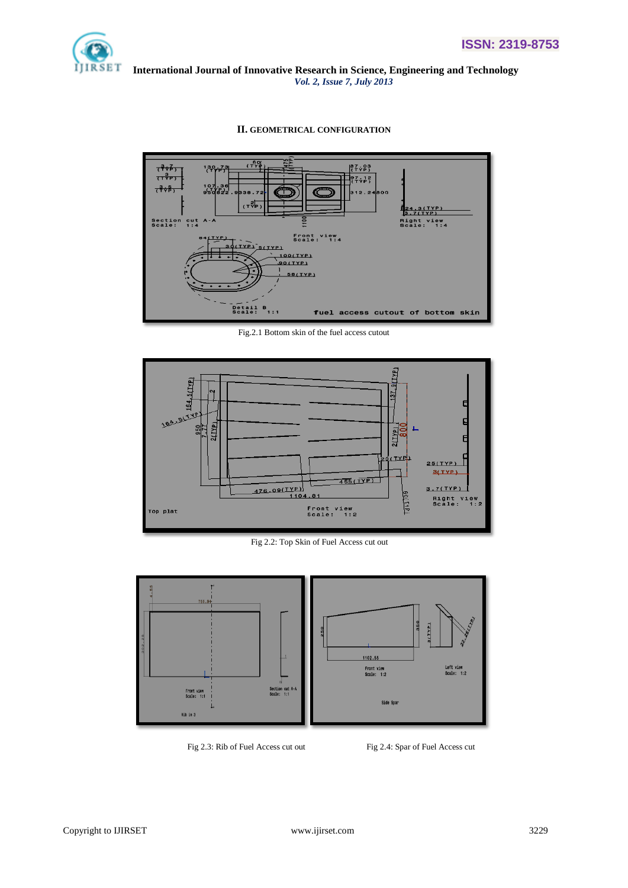## II. GEOMETRICAL CONFIGURATION

Fig.2.1 Bottom skin of the fuel access cutout

Fig 2.2: Top Skin of Fuel Access cut out

Fig 2.3: Rib of Fuel Access cut out

Fig 2.4: Spar of Fuel Access cut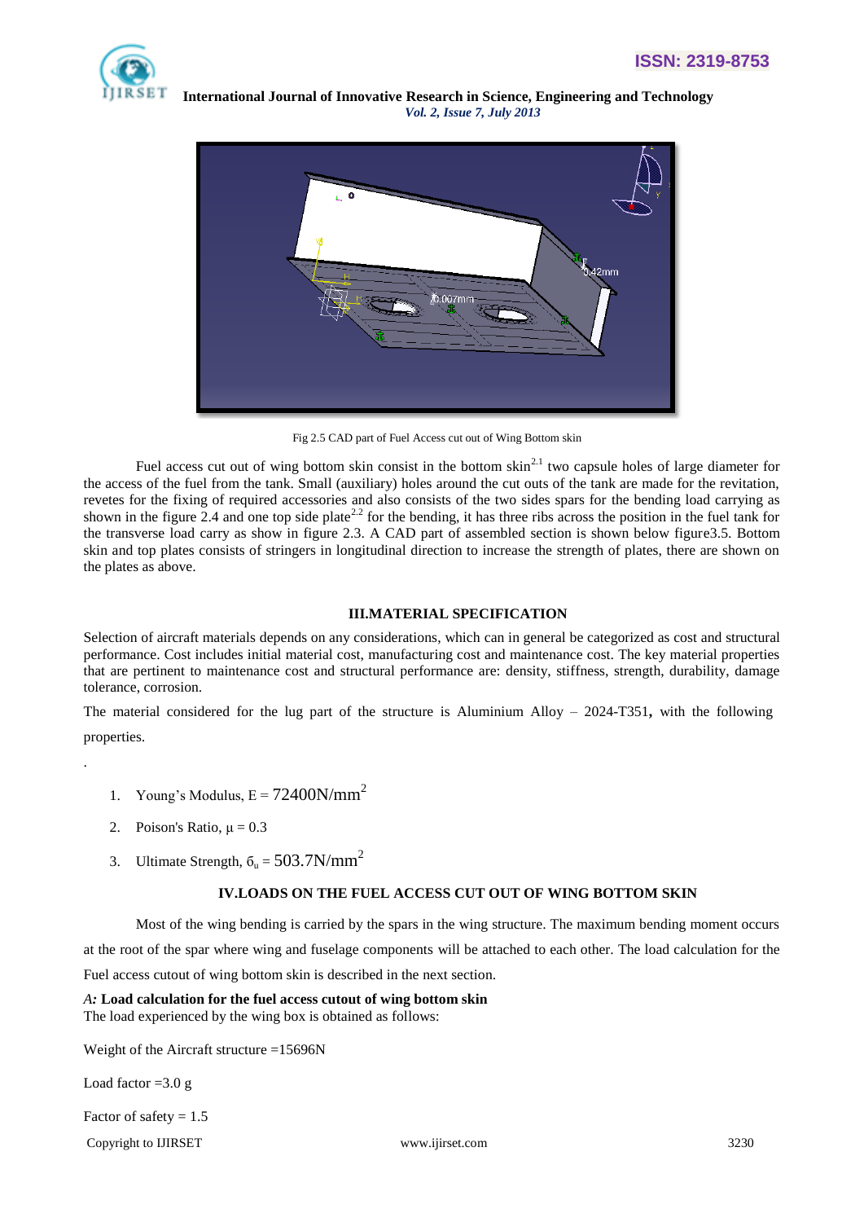Fig 2.5 CAD part of Fuel Access cut out of Wing Bottom skin

Fuel access cut out of wing bottom skin consist in the bottom skin[2.1] two capsule holes of large diameter for the access of the fuel from the tank. Small (auxiliary) holes around the cut outs of the tank are made for the revitation, revetes for the fixing of required accessories and also consists of the two sides spars for the bending load carrying as shown in the figure 2.4 and one top side plate[2.2] for the bending, it has three ribs across the position in the fuel tank for the transverse load carry as show in figure 2.3. A CAD part of assembled section is shown below figure3.5. Bottom skin and top plates consists of stringers in longitudinal direction to increase the strength of plates, there are shown on the plates as above.

## III.MATERIAL SPECIFICATION

Selection of aircraft materials depends on any considerations, which can in general be categorized as cost and structural performance. Cost includes initial material cost, manufacturing cost and maintenance cost. The key material properties that are pertinent to maintenance cost and structural performance are: density, stiffness, strength, durability, damage tolerance, corrosion.

The material considered for the lug part of the structure is Aluminium Alloy – 2024-T351**,** with the following properties.

.

1. Young's Modulus, E = $72400 N/mm^2$
2. Poison's Ratio, $\mu = 0.3$
3. Ultimate Strength, $\sigma_u = 503.7 N/mm^2$

## IV.LOADS ON THE FUEL ACCESS CUT OUT OF WING BOTTOM SKIN

Most of the wing bending is carried by the spars in the wing structure. The maximum bending moment occurs at the root of the spar where wing and fuselage components will be attached to each other. The load calculation for the Fuel access cutout of wing bottom skin is described in the next section.

### *A:* Load calculation for the fuel access cutout of wing bottom skin

The load experienced by the wing box is obtained as follows:

Weight of the Aircraft structure =15696N

Load factor =3.0 g

Factor of safety = 1.5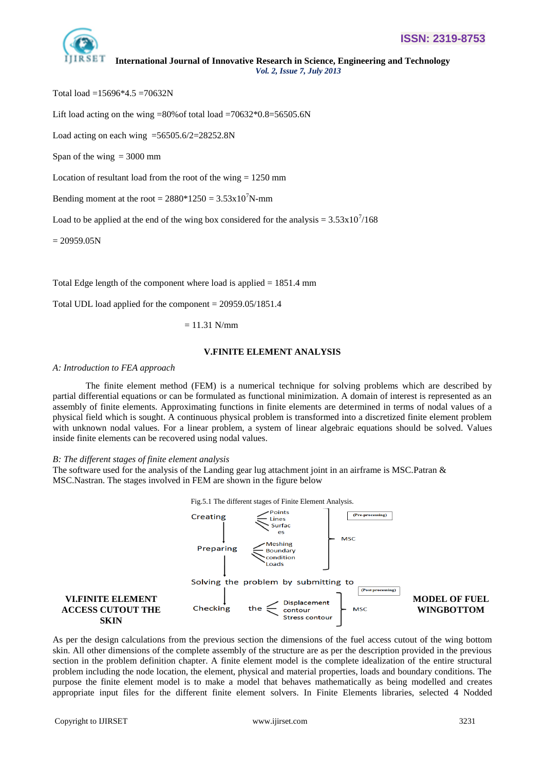Total load =15696*4.5 =70632N

Lift load acting on the wing =80%of total load =70632*0.8=56505.6N

Load acting on each wing =56505.6/2=28252.8N

Span of the wing = 3000 mm

Location of resultant load from the root of the wing = 1250 mm

Bending moment at the root = 2880*1250 = $3.53\text{x}10^7$N-mm

Load to be applied at the end of the wing box considered for the analysis = $3.53\text{x}10^7/168$

= 20959.05N

Total Edge length of the component where load is applied = 1851.4 mm

Total UDL load applied for the component = 20959.05/1851.4

= 11.31 N/mm

## V.FINITE ELEMENT ANALYSIS

*A: Introduction to FEA approach*

The finite element method (FEM) is a numerical technique for solving problems which are described by partial differential equations or can be formulated as functional minimization. A domain of interest is represented as an assembly of finite elements. Approximating functions in finite elements are determined in terms of nodal values of a physical field which is sought. A continuous physical problem is transformed into a discretized finite element problem with unknown nodal values. For a linear problem, a system of linear algebraic equations should be solved. Values inside finite elements can be recovered using nodal values.

*B: The different stages of finite element analysis*

The software used for the analysis of the Landing gear lug attachment joint in an airframe is MSC.Patran & MSC.Nastran. The stages involved in FEM are shown in the figure below

Fig.5.1 The different stages of Finite Element Analysis.

Creating — Points, Lines, Surfaces

Preparing — Meshing, Boundary condition, Loads

(Pre-processing) MSC

Solving the problem by submitting to

Checking the — Displacement contour, Stress contour

(Post processing) MSC

## VI.FINITE ELEMENT ACCESS CUTOUT THE SKIN MODEL OF FUEL WINGBOTTOM

As per the design calculations from the previous section the dimensions of the fuel access cutout of the wing bottom skin. All other dimensions of the complete assembly of the structure are as per the description provided in the previous section in the problem definition chapter. A finite element model is the complete idealization of the entire structural problem including the node location, the element, physical and material properties, loads and boundary conditions. The purpose the finite element model is to make a model that behaves mathematically as being modelled and creates appropriate input files for the different finite element solvers. In Finite Elements libraries, selected 4 Nodded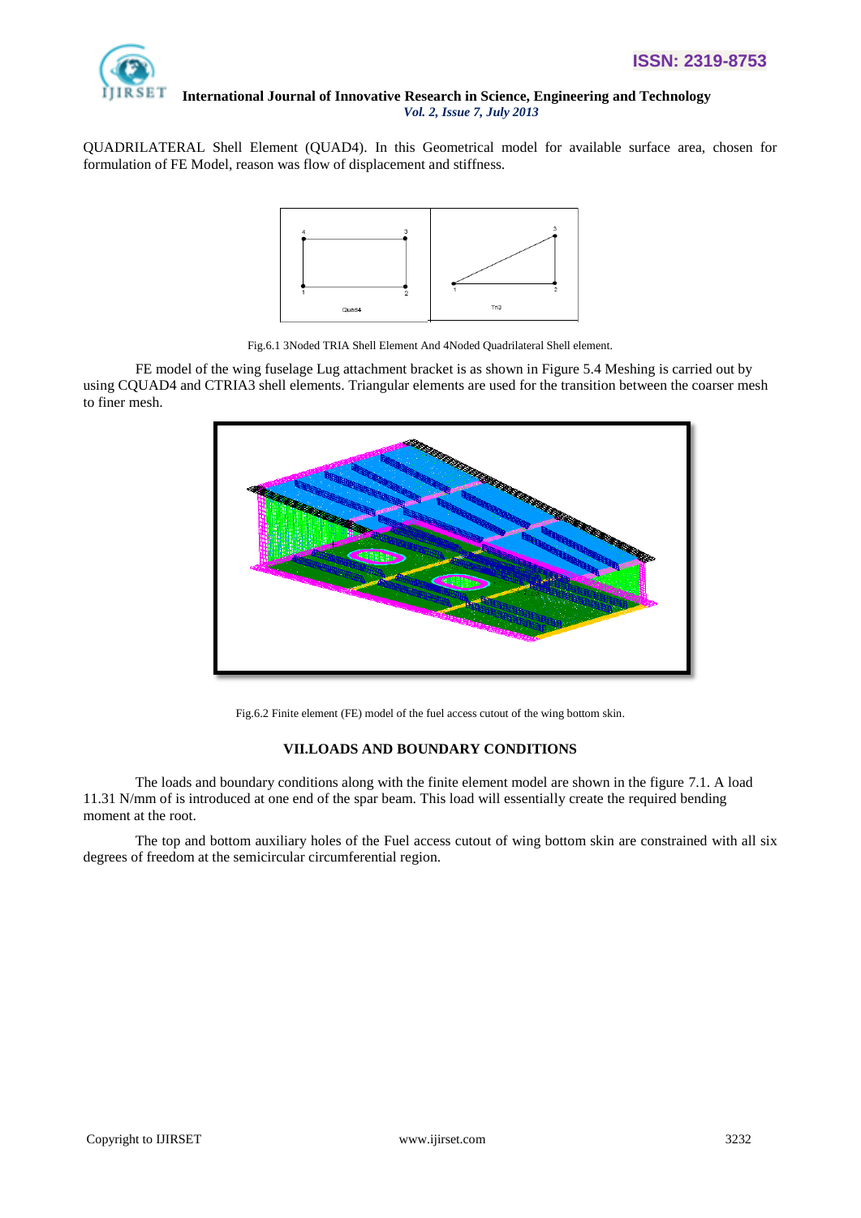QUADRILATERAL Shell Element (QUAD4). In this Geometrical model for available surface area, chosen for formulation of FE Model, reason was flow of displacement and stiffness.

Fig.6.1 3Noded TRIA Shell Element And 4Noded Quadrilateral Shell element.

FE model of the wing fuselage Lug attachment bracket is as shown in Figure 5.4 Meshing is carried out by using CQUAD4 and CTRIA3 shell elements. Triangular elements are used for the transition between the coarser mesh to finer mesh.

Fig.6.2 Finite element (FE) model of the fuel access cutout of the wing bottom skin.

## VII.LOADS AND BOUNDARY CONDITIONS

The loads and boundary conditions along with the finite element model are shown in the figure 7.1. A load 11.31 N/mm of is introduced at one end of the spar beam. This load will essentially create the required bending moment at the root.

The top and bottom auxiliary holes of the Fuel access cutout of wing bottom skin are constrained with all six degrees of freedom at the semicircular circumferential region.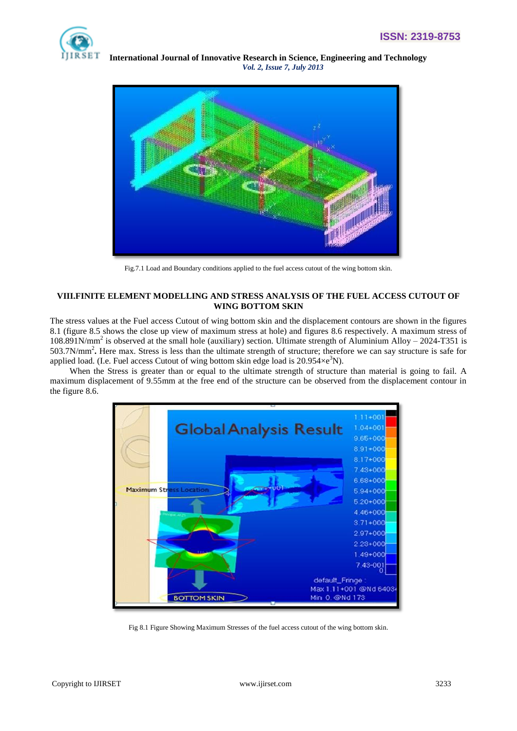Fig.7.1 Load and Boundary conditions applied to the fuel access cutout of the wing bottom skin.

## VIII.FINITE ELEMENT MODELLING AND STRESS ANALYSIS OF THE FUEL ACCESS CUTOUT OF WING BOTTOM SKIN

The stress values at the Fuel access Cutout of wing bottom skin and the displacement contours are shown in the figures 8.1 (figure 8.5 shows the close up view of maximum stress at hole) and figures 8.6 respectively. A maximum stress of 108.891N/mm$^2$ is observed at the small hole (auxiliary) section. Ultimate strength of Aluminium Alloy – 2024-T351 is 503.7N/mm$^2$**.** Here max. Stress is less than the ultimate strength of structure; therefore we can say structure is safe for applied load. (I.e. Fuel access Cutout of wing bottom skin edge load is 20.954×e$^3$N).

When the Stress is greater than or equal to the ultimate strength of structure than material is going to fail. A maximum displacement of 9.55mm at the free end of the structure can be observed from the displacement contour in the figure 8.6.

Fig 8.1 Figure Showing Maximum Stresses of the fuel access cutout of the wing bottom skin.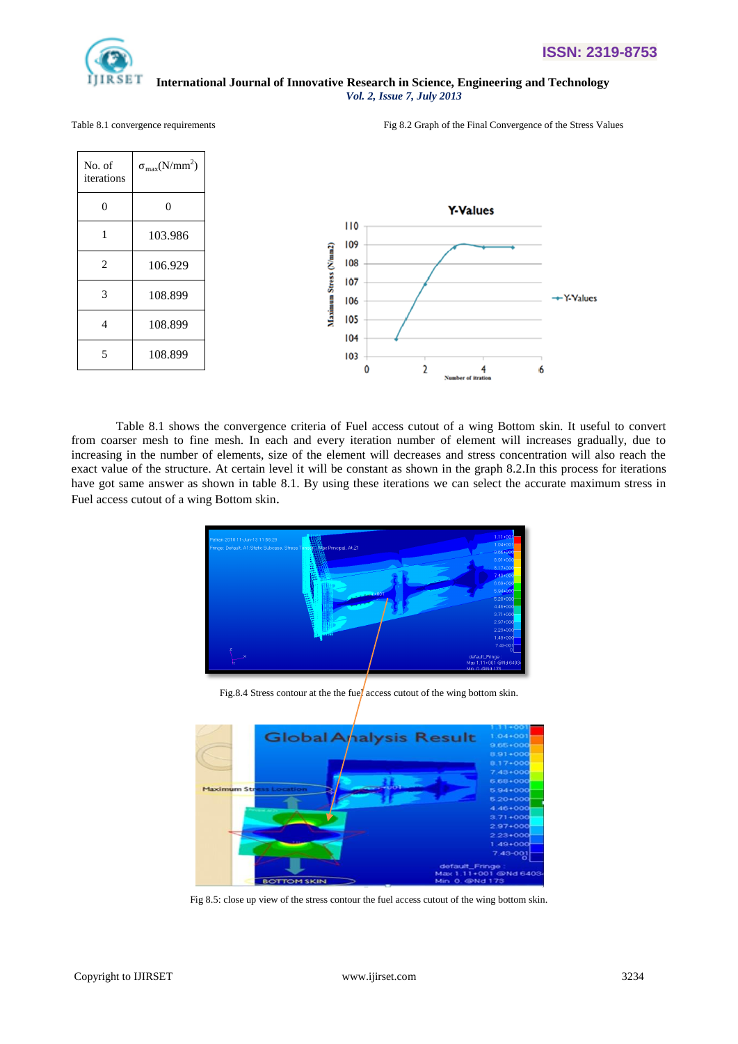Table 8.1 convergence requirements

| No. of iterations | $\sigma_{max}$(N/mm$^2$) |
|---|---|
| 0 | 0 |
| 1 | 103.986 |
| 2 | 106.929 |
| 3 | 108.899 |
| 4 | 108.899 |
| 5 | 108.899 |

Fig 8.2 Graph of the Final Convergence of the Stress Values

Table 8.1 shows the convergence criteria of Fuel access cutout of a wing Bottom skin. It useful to convert from coarser mesh to fine mesh. In each and every iteration number of element will increases gradually, due to increasing in the number of elements, size of the element will decreases and stress concentration will also reach the exact value of the structure. At certain level it will be constant as shown in the graph 8.2.In this process for iterations have got same answer as shown in table 8.1. By using these iterations we can select the accurate maximum stress in Fuel access cutout of a wing Bottom skin.

Fig.8.4 Stress contour at the the the fuel access cutout of the wing bottom skin.

Fig 8.5: close up view of the stress contour the fuel access cutout of the wing bottom skin.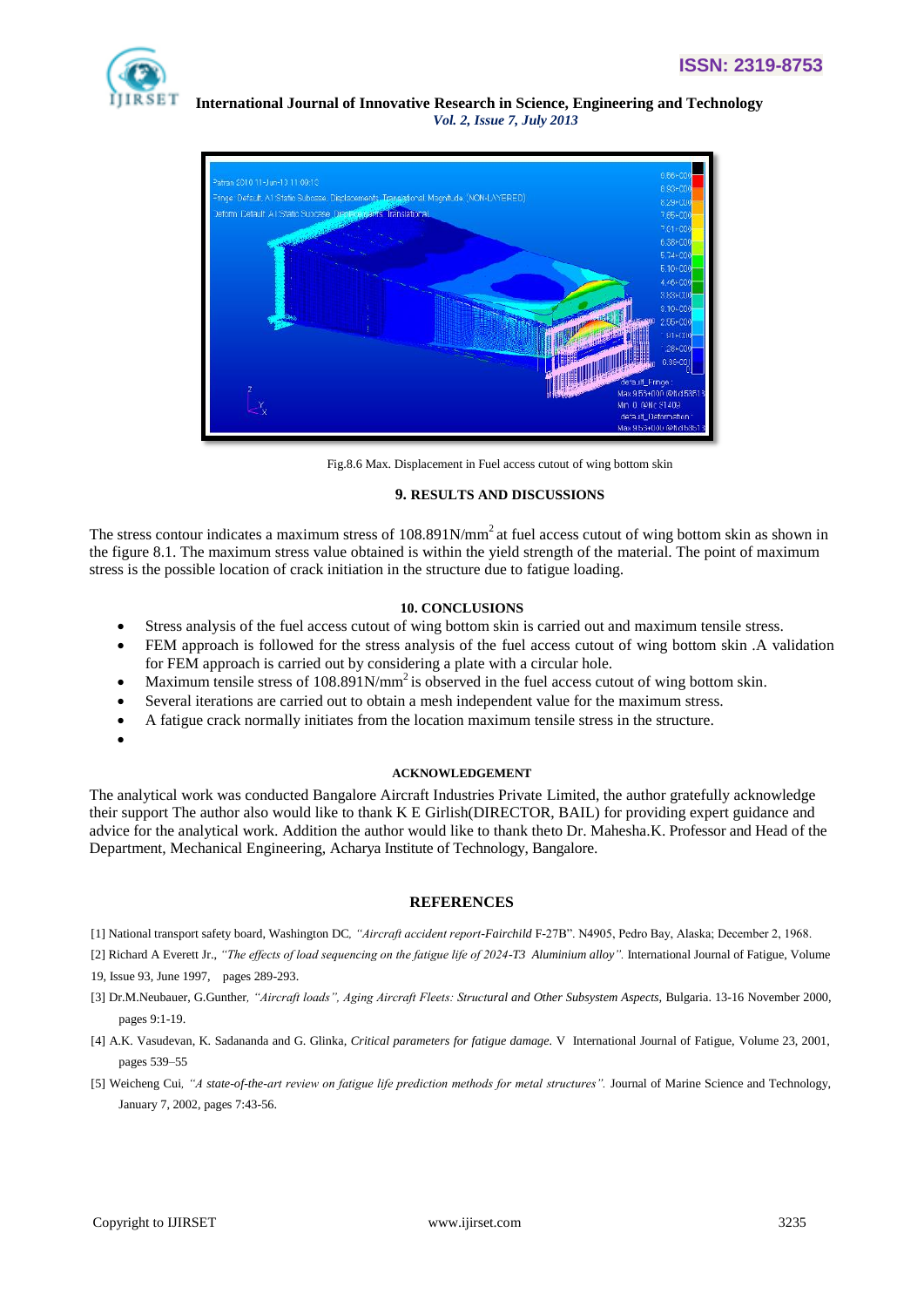Fig.8.6 Max. Displacement in Fuel access cutout of wing bottom skin

## 9. RESULTS AND DISCUSSIONS

The stress contour indicates a maximum stress of 108.891N/mm$^2$ at fuel access cutout of wing bottom skin as shown in the figure 8.1. The maximum stress value obtained is within the yield strength of the material. The point of maximum stress is the possible location of crack initiation in the structure due to fatigue loading.

## 10. CONCLUSIONS

- Stress analysis of the fuel access cutout of wing bottom skin is carried out and maximum tensile stress.
- FEM approach is followed for the stress analysis of the fuel access cutout of wing bottom skin .A validation for FEM approach is carried out by considering a plate with a circular hole.
- Maximum tensile stress of 108.891N/mm$^2$ is observed in the fuel access cutout of wing bottom skin.
- Several iterations are carried out to obtain a mesh independent value for the maximum stress.
- A fatigue crack normally initiates from the location maximum tensile stress in the structure.

## ACKNOWLEDGEMENT

The analytical work was conducted Bangalore Aircraft Industries Private Limited, the author gratefully acknowledge their support The author also would like to thank K E Girlish(DIRECTOR, BAIL) for providing expert guidance and advice for the analytical work. Addition the author would like to thank theto Dr. Mahesha.K. Professor and Head of the Department, Mechanical Engineering, Acharya Institute of Technology, Bangalore.

## REFERENCES

[1] National transport safety board, Washington DC, *"Aircraft accident report-Fairchild* F-27B". N4905, Pedro Bay, Alaska; December 2, 1968.

[2] Richard A Everett Jr., *"The effects of load sequencing on the fatigue life of 2024-T3 Aluminium alloy".* International Journal of Fatigue, Volume 19, Issue 93, June 1997, pages 289-293.

[3] Dr.M.Neubauer, G.Gunther, *"Aircraft loads", Aging Aircraft Fleets: Structural and Other Subsystem Aspects*, Bulgaria. 13-16 November 2000, pages 9:1-19.

[4] A.K. Vasudevan, K. Sadananda and G. Glinka, *Critical parameters for fatigue damage*. V International Journal of Fatigue, Volume 23, 2001, pages 539–55

[5] Weicheng Cui, *"A state-of-the-art review on fatigue life prediction methods for metal structures".* Journal of Marine Science and Technology, January 7, 2002, pages 7:43-56.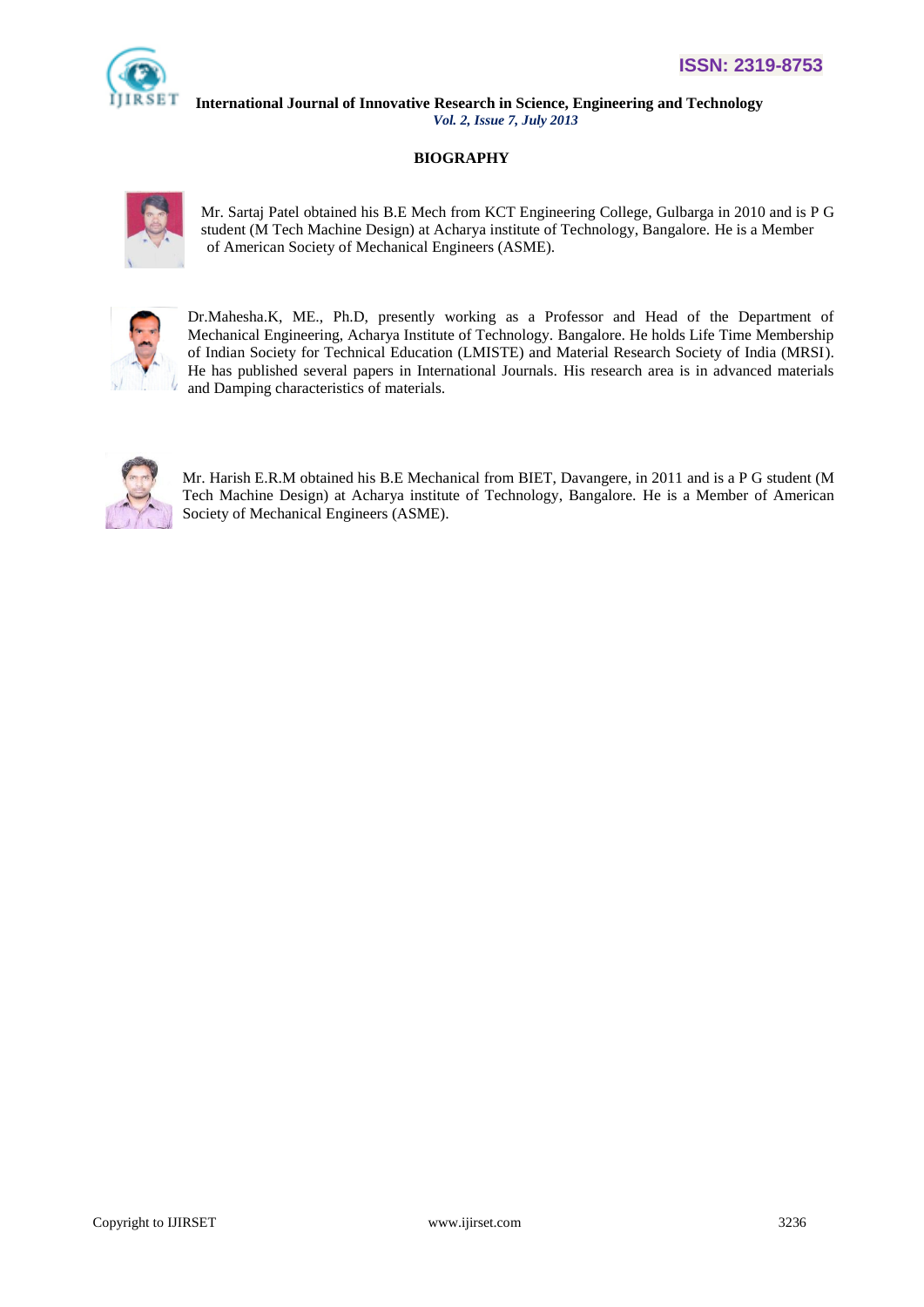## BIOGRAPHY

Mr. Sartaj Patel obtained his B.E Mech from KCT Engineering College, Gulbarga in 2010 and is P G student (M Tech Machine Design) at Acharya institute of Technology, Bangalore. He is a Member of American Society of Mechanical Engineers (ASME).

Dr.Mahesha.K, ME., Ph.D, presently working as a Professor and Head of the Department of Mechanical Engineering, Acharya Institute of Technology. Bangalore. He holds Life Time Membership of Indian Society for Technical Education (LMISTE) and Material Research Society of India (MRSI). He has published several papers in International Journals. His research area is in advanced materials and Damping characteristics of materials.

Mr. Harish E.R.M obtained his B.E Mechanical from BIET, Davangere, in 2011 and is a P G student (M Tech Machine Design) at Acharya institute of Technology, Bangalore. He is a Member of American Society of Mechanical Engineers (ASME).